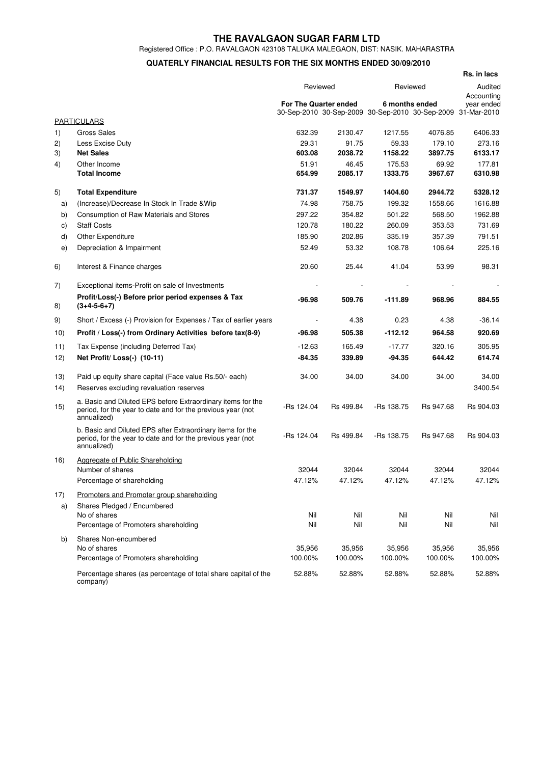# THE RAVALGAON SUGAR FARM LTD

Registered Office : P.O. RAVALGAON 423108 TALUKA MALEGAON, DIST: NASIK. MAHARASTRA

## QUATERLY FINANCIAL RESULTS FOR THE SIX MONTHS ENDED 30/09/2010

**Rs. in lacs**

| | | Reviewed | | Reviewed | | Audited |
|---|---|---|---|---|---|---|
| | | **For The Quarter ended** | | **6 months ended** | | Accounting year ended |
| | PARTICULARS | 30-Sep-2010 | 30-Sep-2009 | 30-Sep-2010 | 30-Sep-2009 | 31-Mar-2010 |
| 1) | Gross Sales | 632.39 | 2130.47 | 1217.55 | 4076.85 | 6406.33 |
| 2) | Less Excise Duty | 29.31 | 91.75 | 59.33 | 179.10 | 273.16 |
| 3) | **Net Sales** | **603.08** | **2038.72** | **1158.22** | **3897.75** | **6133.17** |
| 4) | Other Income | 51.91 | 46.45 | 175.53 | 69.92 | 177.81 |
| | **Total Income** | **654.99** | **2085.17** | **1333.75** | **3967.67** | **6310.98** |
| 5) | **Total Expenditure** | **731.37** | **1549.97** | **1404.60** | **2944.72** | **5328.12** |
| a) | (Increase)/Decrease In Stock In Trade &Wip | 74.98 | 758.75 | 199.32 | 1558.66 | 1616.88 |
| b) | Consumption of Raw Materials and Stores | 297.22 | 354.82 | 501.22 | 568.50 | 1962.88 |
| c) | Staff Costs | 120.78 | 180.22 | 260.09 | 353.53 | 731.69 |
| d) | Other Expenditure | 185.90 | 202.86 | 335.19 | 357.39 | 791.51 |
| e) | Depreciation & Impairment | 52.49 | 53.32 | 108.78 | 106.64 | 225.16 |
| 6) | Interest & Finance charges | 20.60 | 25.44 | 41.04 | 53.99 | 98.31 |
| 7) | Exceptional items-Profit on sale of Investments | - | - | - | - | - |
| 8) | **Profit/Loss(-) Before prior period expenses & Tax (3+4-5-6+7)** | **-96.98** | **509.76** | **-111.89** | **968.96** | **884.55** |
| 9) | Short / Excess (-) Provision for Expenses / Tax of earlier years | - | 4.38 | 0.23 | 4.38 | -36.14 |
| 10) | **Profit / Loss(-) from Ordinary Activities before tax(8-9)** | **-96.98** | **505.38** | **-112.12** | **964.58** | **920.69** |
| 11) | Tax Expense (including Deferred Tax) | -12.63 | 165.49 | -17.77 | 320.16 | 305.95 |
| 12) | **Net Profit/ Loss(-) (10-11)** | **-84.35** | **339.89** | **-94.35** | **644.42** | **614.74** |
| 13) | Paid up equity share capital (Face value Rs.50/- each) | 34.00 | 34.00 | 34.00 | 34.00 | 34.00 |
| 14) | Reserves excluding revaluation reserves | | | | | 3400.54 |
| 15) | a. Basic and Diluted EPS before Extraordinary items for the period, for the year to date and for the previous year (not annualized) | -Rs 124.04 | Rs 499.84 | -Rs 138.75 | Rs 947.68 | Rs 904.03 |
| | b. Basic and Diluted EPS after Extraordinary items for the period, for the year to date and for the previous year (not annualized) | -Rs 124.04 | Rs 499.84 | -Rs 138.75 | Rs 947.68 | Rs 904.03 |
| 16) | Aggregate of Public Shareholding | | | | | |
| | Number of shares | 32044 | 32044 | 32044 | 32044 | 32044 |
| | Percentage of shareholding | 47.12% | 47.12% | 47.12% | 47.12% | 47.12% |
| 17) | Promoters and Promoter group shareholding | | | | | |
| a) | Shares Pledged / Encumbered | | | | | |
| | No of shares | Nil | Nil | Nil | Nil | Nil |
| | Percentage of Promoters shareholding | Nil | Nil | Nil | Nil | Nil |
| b) | Shares Non-encumbered | | | | | |
| | No of shares | 35,956 | 35,956 | 35,956 | 35,956 | 35,956 |
| | Percentage of Promoters shareholding | 100.00% | 100.00% | 100.00% | 100.00% | 100.00% |
| | Percentage shares (as percentage of total share capital of the company) | 52.88% | 52.88% | 52.88% | 52.88% | 52.88% |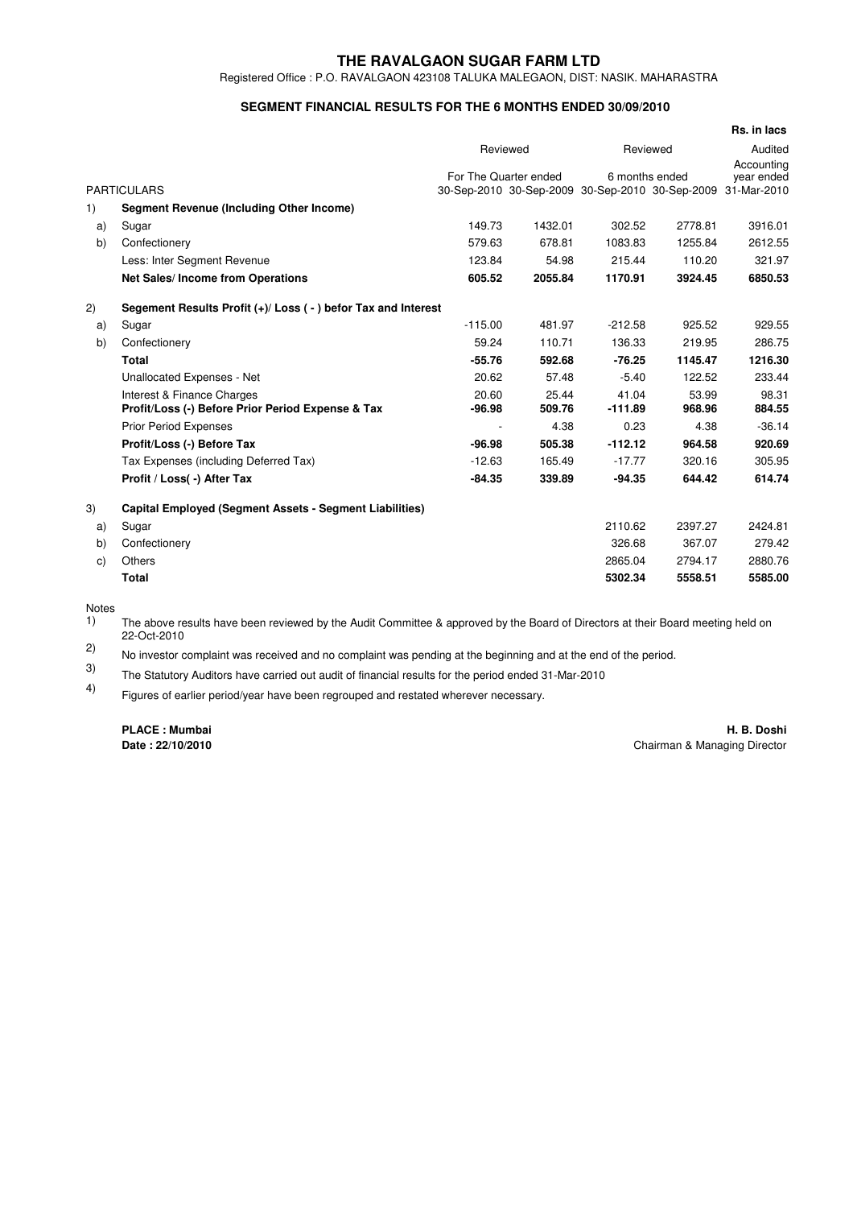# THE RAVALGAON SUGAR FARM LTD

Registered Office : P.O. RAVALGAON 423108 TALUKA MALEGAON, DIST: NASIK. MAHARASTRA

## SEGMENT FINANCIAL RESULTS FOR THE 6 MONTHS ENDED 30/09/2010

**Rs. in lacs**

| | | Reviewed | | Reviewed | | Audited |
|---|---|---|---|---|---|---|
| | | For The Quarter ended | | 6 months ended | | Accounting year ended |
| | PARTICULARS | 30-Sep-2010 | 30-Sep-2009 | 30-Sep-2010 | 30-Sep-2009 | 31-Mar-2010 |
| 1) | **Segment Revenue (Including Other Income)** | | | | | |
| a) | Sugar | 149.73 | 1432.01 | 302.52 | 2778.81 | 3916.01 |
| b) | Confectionery | 579.63 | 678.81 | 1083.83 | 1255.84 | 2612.55 |
| | Less: Inter Segment Revenue | 123.84 | 54.98 | 215.44 | 110.20 | 321.97 |
| | **Net Sales/ Income from Operations** | **605.52** | **2055.84** | **1170.91** | **3924.45** | **6850.53** |
| 2) | **Segement Results Profit (+)/ Loss ( - ) befor Tax and Interest** | | | | | |
| a) | Sugar | -115.00 | 481.97 | -212.58 | 925.52 | 929.55 |
| b) | Confectionery | 59.24 | 110.71 | 136.33 | 219.95 | 286.75 |
| | **Total** | **-55.76** | **592.68** | **-76.25** | **1145.47** | **1216.30** |
| | Unallocated Expenses - Net | 20.62 | 57.48 | -5.40 | 122.52 | 233.44 |
| | Interest & Finance Charges | 20.60 | 25.44 | 41.04 | 53.99 | 98.31 |
| | **Profit/Loss (-) Before Prior Period Expense & Tax** | **-96.98** | **509.76** | **-111.89** | **968.96** | **884.55** |
| | Prior Period Expenses | - | 4.38 | 0.23 | 4.38 | -36.14 |
| | **Profit/Loss (-) Before Tax** | **-96.98** | **505.38** | **-112.12** | **964.58** | **920.69** |
| | Tax Expenses (including Deferred Tax) | -12.63 | 165.49 | -17.77 | 320.16 | 305.95 |
| | **Profit / Loss( -) After Tax** | **-84.35** | **339.89** | **-94.35** | **644.42** | **614.74** |
| 3) | **Capital Employed (Segment Assets - Segment Liabilities)** | | | | | |
| a) | Sugar | | | 2110.62 | 2397.27 | 2424.81 |
| b) | Confectionery | | | 326.68 | 367.07 | 279.42 |
| c) | Others | | | 2865.04 | 2794.17 | 2880.76 |
| | **Total** | | | **5302.34** | **5558.51** | **5585.00** |

Notes

1) The above results have been reviewed by the Audit Committee & approved by the Board of Directors at their Board meeting held on 22-Oct-2010

2) No investor complaint was received and no complaint was pending at the beginning and at the end of the period.

3) The Statutory Auditors have carried out audit of financial results for the period ended 31-Mar-2010

4) Figures of earlier period/year have been regrouped and restated wherever necessary.

**PLACE : Mumbai**
**Date : 22/10/2010**

**H. B. Doshi**
Chairman & Managing Director